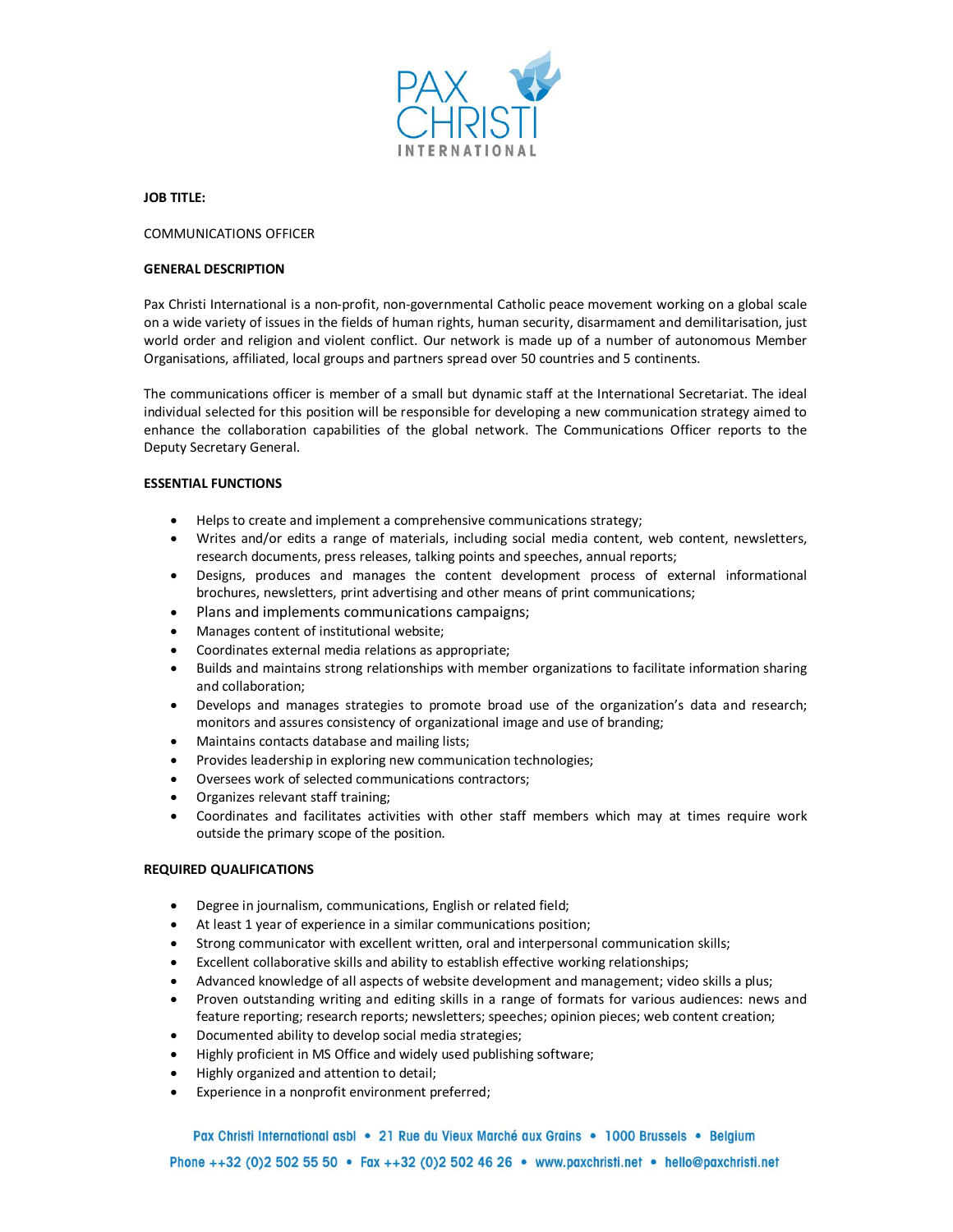**JOB TITLE:**

COMMUNICATIONS OFFICER

**GENERAL DESCRIPTION**

Pax Christi International is a non-profit, non-governmental Catholic peace movement working on a global scale on a wide variety of issues in the fields of human rights, human security, disarmament and demilitarisation, just world order and religion and violent conflict. Our network is made up of a number of autonomous Member Organisations, affiliated, local groups and partners spread over 50 countries and 5 continents.

The communications officer is member of a small but dynamic staff at the International Secretariat. The ideal individual selected for this position will be responsible for developing a new communication strategy aimed to enhance the collaboration capabilities of the global network. The Communications Officer reports to the Deputy Secretary General.

**ESSENTIAL FUNCTIONS**

- Helps to create and implement a comprehensive communications strategy;
- Writes and/or edits a range of materials, including social media content, web content, newsletters, research documents, press releases, talking points and speeches, annual reports;
- Designs, produces and manages the content development process of external informational brochures, newsletters, print advertising and other means of print communications;
- Plans and implements communications campaigns;
- Manages content of institutional website;
- Coordinates external media relations as appropriate;
- Builds and maintains strong relationships with member organizations to facilitate information sharing and collaboration;
- Develops and manages strategies to promote broad use of the organization's data and research; monitors and assures consistency of organizational image and use of branding;
- Maintains contacts database and mailing lists;
- Provides leadership in exploring new communication technologies;
- Oversees work of selected communications contractors;
- Organizes relevant staff training;
- Coordinates and facilitates activities with other staff members which may at times require work outside the primary scope of the position.

**REQUIRED QUALIFICATIONS**

- Degree in journalism, communications, English or related field;
- At least 1 year of experience in a similar communications position;
- Strong communicator with excellent written, oral and interpersonal communication skills;
- Excellent collaborative skills and ability to establish effective working relationships;
- Advanced knowledge of all aspects of website development and management; video skills a plus;
- Proven outstanding writing and editing skills in a range of formats for various audiences: news and feature reporting; research reports; newsletters; speeches; opinion pieces; web content creation;
- Documented ability to develop social media strategies;
- Highly proficient in MS Office and widely used publishing software;
- Highly organized and attention to detail;
- Experience in a nonprofit environment preferred;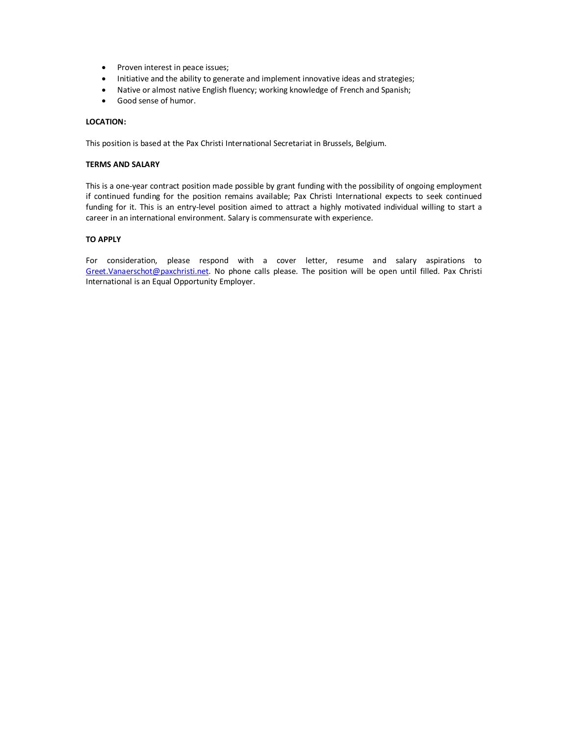- Proven interest in peace issues;
- Initiative and the ability to generate and implement innovative ideas and strategies;
- Native or almost native English fluency; working knowledge of French and Spanish;
- Good sense of humor.

**LOCATION:**

This position is based at the Pax Christi International Secretariat in Brussels, Belgium.

**TERMS AND SALARY**

This is a one-year contract position made possible by grant funding with the possibility of ongoing employment if continued funding for the position remains available; Pax Christi International expects to seek continued funding for it. This is an entry-level position aimed to attract a highly motivated individual willing to start a career in an international environment. Salary is commensurate with experience.

**TO APPLY**

For consideration, please respond with a cover letter, resume and salary aspirations to Greet.Vanaerschot@paxchristi.net. No phone calls please. The position will be open until filled. Pax Christi International is an Equal Opportunity Employer.